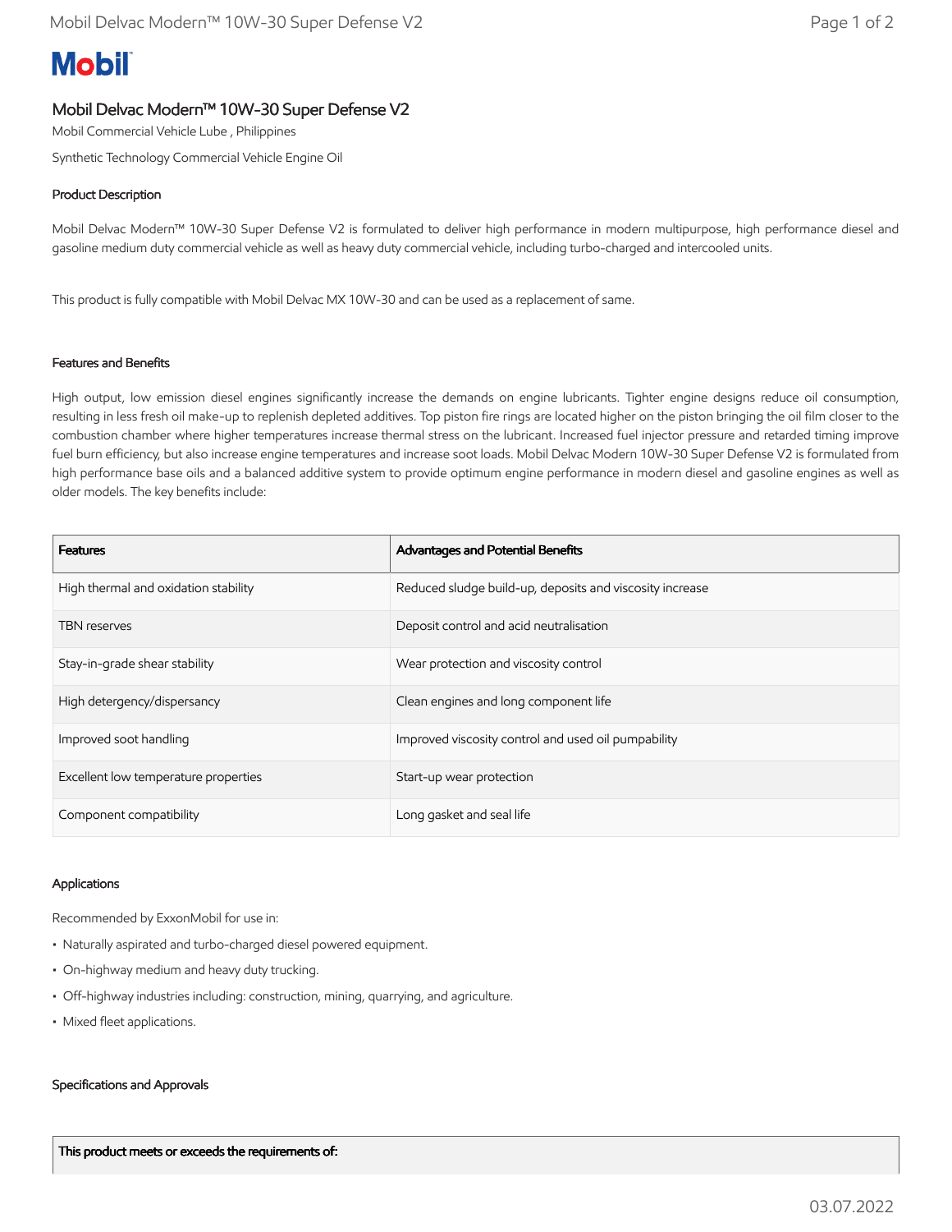**Mobil**

# Mobil Delvac Modern™ 10W-30 Super Defense V2

Mobil Commercial Vehicle Lube , Philippines

Synthetic Technology Commercial Vehicle Engine Oil

## Product Description

Mobil Delvac Modern™ 10W-30 Super Defense V2 is formulated to deliver high performance in modern multipurpose, high performance diesel and gasoline medium duty commercial vehicle as well as heavy duty commercial vehicle, including turbo-charged and intercooled units.

This product is fully compatible with Mobil Delvac MX 10W-30 and can be used as a replacement of same.

## Features and Benefits

High output, low emission diesel engines significantly increase the demands on engine lubricants. Tighter engine designs reduce oil consumption, resulting in less fresh oil make-up to replenish depleted additives. Top piston fire rings are located higher on the piston bringing the oil film closer to the combustion chamber where higher temperatures increase thermal stress on the lubricant. Increased fuel injector pressure and retarded timing improve fuel burn efficiency, but also increase engine temperatures and increase soot loads. Mobil Delvac Modern 10W-30 Super Defense V2 is formulated from high performance base oils and a balanced additive system to provide optimum engine performance in modern diesel and gasoline engines as well as older models. The key benefits include:

| Features | Advantages and Potential Benefits |
|---|---|
| High thermal and oxidation stability | Reduced sludge build-up, deposits and viscosity increase |
| TBN reserves | Deposit control and acid neutralisation |
| Stay-in-grade shear stability | Wear protection and viscosity control |
| High detergency/dispersancy | Clean engines and long component life |
| Improved soot handling | Improved viscosity control and used oil pumpability |
| Excellent low temperature properties | Start-up wear protection |
| Component compatibility | Long gasket and seal life |

## Applications

Recommended by ExxonMobil for use in:

- Naturally aspirated and turbo-charged diesel powered equipment.
- On-highway medium and heavy duty trucking.
- Off-highway industries including: construction, mining, quarrying, and agriculture.
- Mixed fleet applications.

## Specifications and Approvals

| This product meets or exceeds the requirements of: |
|---|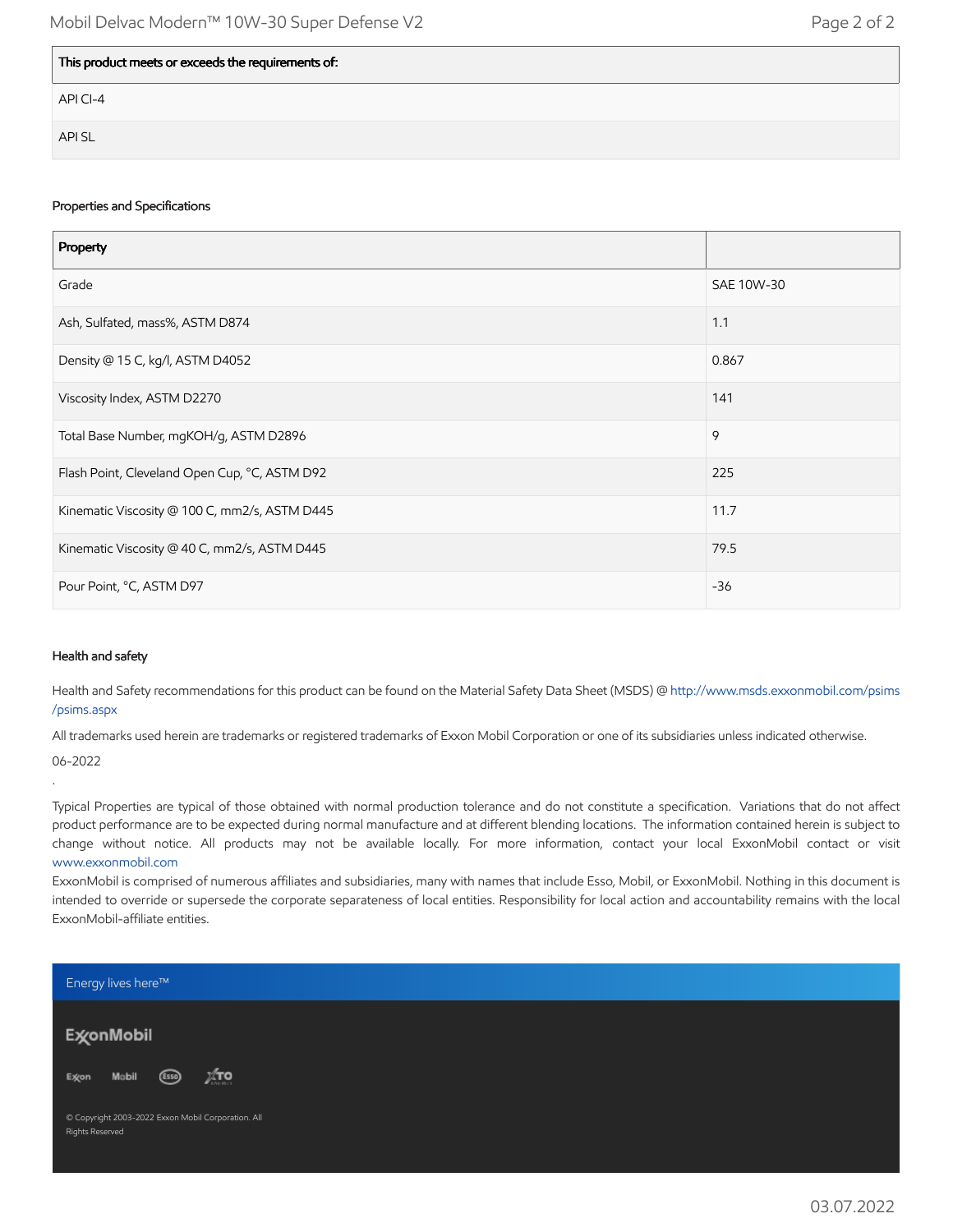| This product meets or exceeds the requirements of: |
| --- |
| API CI-4 |
| API SL |

### Properties and Specifications

| Property | |
| --- | --- |
| Grade | SAE 10W-30 |
| Ash, Sulfated, mass%, ASTM D874 | 1.1 |
| Density @ 15 C, kg/l, ASTM D4052 | 0.867 |
| Viscosity Index, ASTM D2270 | 141 |
| Total Base Number, mgKOH/g, ASTM D2896 | 9 |
| Flash Point, Cleveland Open Cup, °C, ASTM D92 | 225 |
| Kinematic Viscosity @ 100 C, mm2/s, ASTM D445 | 11.7 |
| Kinematic Viscosity @ 40 C, mm2/s, ASTM D445 | 79.5 |
| Pour Point, °C, ASTM D97 | -36 |

### Health and safety

Health and Safety recommendations for this product can be found on the Material Safety Data Sheet (MSDS) @ http://www.msds.exxonmobil.com/psims/psims.aspx

All trademarks used herein are trademarks or registered trademarks of Exxon Mobil Corporation or one of its subsidiaries unless indicated otherwise.

06-2022

.

Typical Properties are typical of those obtained with normal production tolerance and do not constitute a specification. Variations that do not affect product performance are to be expected during normal manufacture and at different blending locations. The information contained herein is subject to change without notice. All products may not be available locally. For more information, contact your local ExxonMobil contact or visit www.exxonmobil.com

ExxonMobil is comprised of numerous affiliates and subsidiaries, many with names that include Esso, Mobil, or ExxonMobil. Nothing in this document is intended to override or supersede the corporate separateness of local entities. Responsibility for local action and accountability remains with the local ExxonMobil-affiliate entities.

Energy lives here™

ExxonMobil

Exxon Mobil Esso XTO

© Copyright 2003-2022 Exxon Mobil Corporation. All Rights Reserved